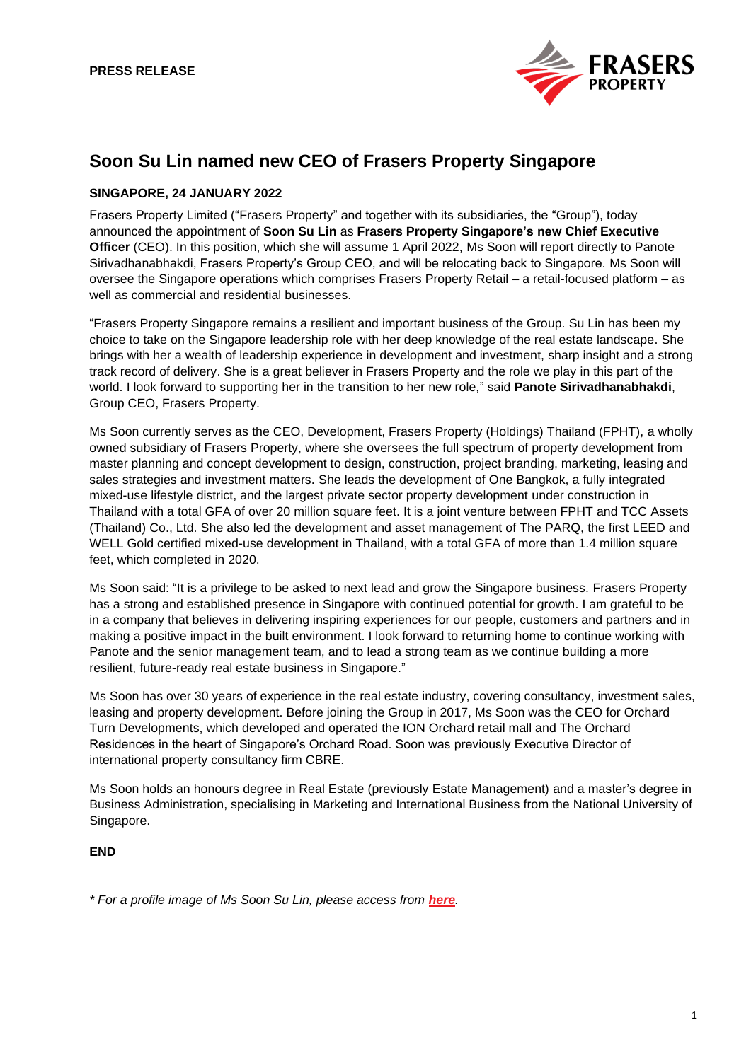**PRESS RELEASE**

# Soon Su Lin named new CEO of Frasers Property Singapore

**SINGAPORE, 24 JANUARY 2022**

Frasers Property Limited ("Frasers Property" and together with its subsidiaries, the "Group"), today announced the appointment of **Soon Su Lin** as **Frasers Property Singapore's new Chief Executive Officer** (CEO). In this position, which she will assume 1 April 2022, Ms Soon will report directly to Panote Sirivadhanabhakdi, Frasers Property's Group CEO, and will be relocating back to Singapore. Ms Soon will oversee the Singapore operations which comprises Frasers Property Retail – a retail-focused platform – as well as commercial and residential businesses.

"Frasers Property Singapore remains a resilient and important business of the Group. Su Lin has been my choice to take on the Singapore leadership role with her deep knowledge of the real estate landscape. She brings with her a wealth of leadership experience in development and investment, sharp insight and a strong track record of delivery. She is a great believer in Frasers Property and the role we play in this part of the world. I look forward to supporting her in the transition to her new role," said **Panote Sirivadhanabhakdi**, Group CEO, Frasers Property.

Ms Soon currently serves as the CEO, Development, Frasers Property (Holdings) Thailand (FPHT), a wholly owned subsidiary of Frasers Property, where she oversees the full spectrum of property development from master planning and concept development to design, construction, project branding, marketing, leasing and sales strategies and investment matters. She leads the development of One Bangkok, a fully integrated mixed-use lifestyle district, and the largest private sector property development under construction in Thailand with a total GFA of over 20 million square feet. It is a joint venture between FPHT and TCC Assets (Thailand) Co., Ltd. She also led the development and asset management of The PARQ, the first LEED and WELL Gold certified mixed-use development in Thailand, with a total GFA of more than 1.4 million square feet, which completed in 2020.

Ms Soon said: "It is a privilege to be asked to next lead and grow the Singapore business. Frasers Property has a strong and established presence in Singapore with continued potential for growth. I am grateful to be in a company that believes in delivering inspiring experiences for our people, customers and partners and in making a positive impact in the built environment. I look forward to returning home to continue working with Panote and the senior management team, and to lead a strong team as we continue building a more resilient, future-ready real estate business in Singapore."

Ms Soon has over 30 years of experience in the real estate industry, covering consultancy, investment sales, leasing and property development. Before joining the Group in 2017, Ms Soon was the CEO for Orchard Turn Developments, which developed and operated the ION Orchard retail mall and The Orchard Residences in the heart of Singapore's Orchard Road. Soon was previously Executive Director of international property consultancy firm CBRE.

Ms Soon holds an honours degree in Real Estate (previously Estate Management) and a master's degree in Business Administration, specialising in Marketing and International Business from the National University of Singapore.

**END**

*\* For a profile image of Ms Soon Su Lin, please access from **here**.*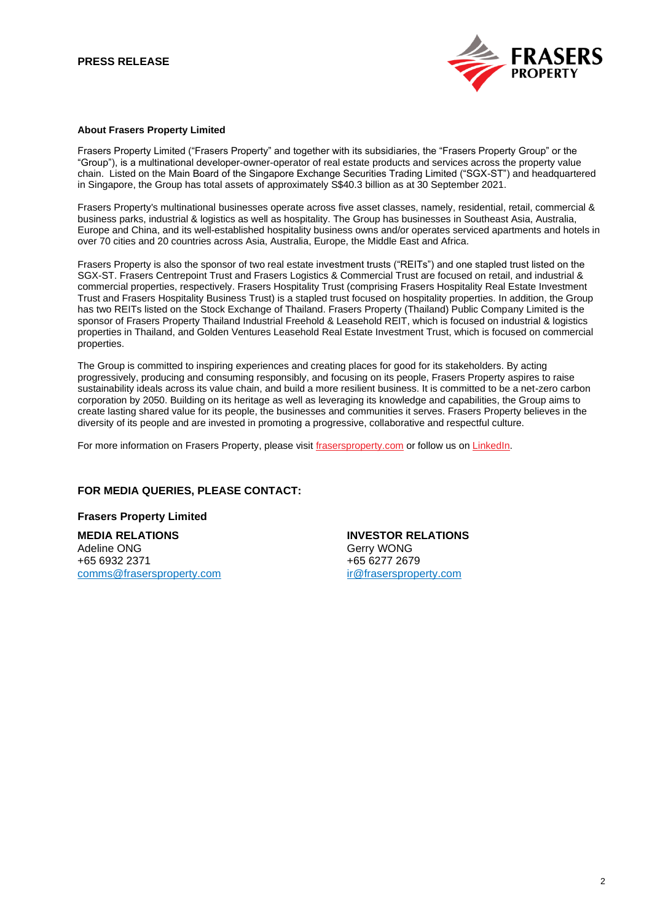**PRESS RELEASE**

**About Frasers Property Limited**

Frasers Property Limited ("Frasers Property" and together with its subsidiaries, the "Frasers Property Group" or the "Group"), is a multinational developer-owner-operator of real estate products and services across the property value chain. Listed on the Main Board of the Singapore Exchange Securities Trading Limited ("SGX-ST") and headquartered in Singapore, the Group has total assets of approximately S$40.3 billion as at 30 September 2021.

Frasers Property's multinational businesses operate across five asset classes, namely, residential, retail, commercial & business parks, industrial & logistics as well as hospitality. The Group has businesses in Southeast Asia, Australia, Europe and China, and its well-established hospitality business owns and/or operates serviced apartments and hotels in over 70 cities and 20 countries across Asia, Australia, Europe, the Middle East and Africa.

Frasers Property is also the sponsor of two real estate investment trusts ("REITs") and one stapled trust listed on the SGX-ST. Frasers Centrepoint Trust and Frasers Logistics & Commercial Trust are focused on retail, and industrial & commercial properties, respectively. Frasers Hospitality Trust (comprising Frasers Hospitality Real Estate Investment Trust and Frasers Hospitality Business Trust) is a stapled trust focused on hospitality properties. In addition, the Group has two REITs listed on the Stock Exchange of Thailand. Frasers Property (Thailand) Public Company Limited is the sponsor of Frasers Property Thailand Industrial Freehold & Leasehold REIT, which is focused on industrial & logistics properties in Thailand, and Golden Ventures Leasehold Real Estate Investment Trust, which is focused on commercial properties.

The Group is committed to inspiring experiences and creating places for good for its stakeholders. By acting progressively, producing and consuming responsibly, and focusing on its people, Frasers Property aspires to raise sustainability ideals across its value chain, and build a more resilient business. It is committed to be a net-zero carbon corporation by 2050. Building on its heritage as well as leveraging its knowledge and capabilities, the Group aims to create lasting shared value for its people, the businesses and communities it serves. Frasers Property believes in the diversity of its people and are invested in promoting a progressive, collaborative and respectful culture.

For more information on Frasers Property, please visit frasersproperty.com or follow us on LinkedIn.

**FOR MEDIA QUERIES, PLEASE CONTACT:**

**Frasers Property Limited**

**MEDIA RELATIONS**
Adeline ONG
+65 6932 2371
comms@frasersproperty.com

**INVESTOR RELATIONS**
Gerry WONG
+65 6277 2679
ir@frasersproperty.com